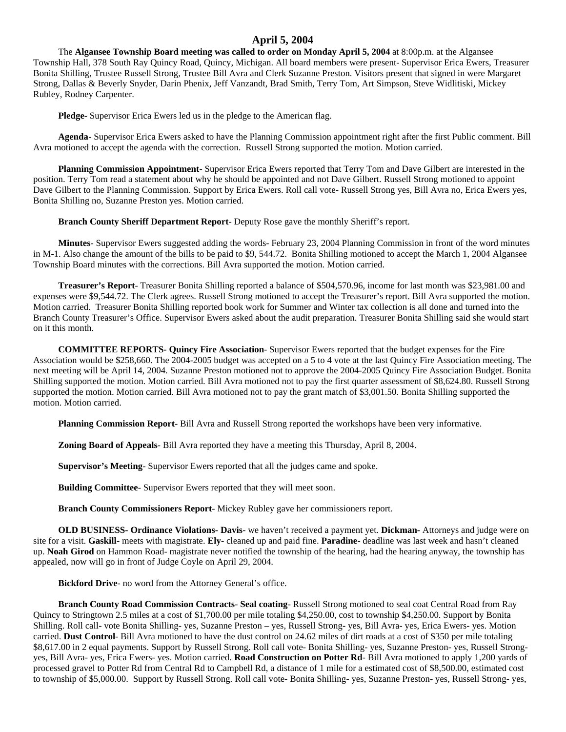# April 5, 2004

The **Algansee Township Board meeting was called to order on Monday April 5, 2004** at 8:00p.m. at the Algansee Township Hall, 378 South Ray Quincy Road, Quincy, Michigan. All board members were present- Supervisor Erica Ewers, Treasurer Bonita Shilling, Trustee Russell Strong, Trustee Bill Avra and Clerk Suzanne Preston. Visitors present that signed in were Margaret Strong, Dallas & Beverly Snyder, Darin Phenix, Jeff Vanzandt, Brad Smith, Terry Tom, Art Simpson, Steve Widlitiski, Mickey Rubley, Rodney Carpenter.

**Pledge**- Supervisor Erica Ewers led us in the pledge to the American flag.

**Agenda**- Supervisor Erica Ewers asked to have the Planning Commission appointment right after the first Public comment. Bill Avra motioned to accept the agenda with the correction. Russell Strong supported the motion. Motion carried.

**Planning Commission Appointment**- Supervisor Erica Ewers reported that Terry Tom and Dave Gilbert are interested in the position. Terry Tom read a statement about why he should be appointed and not Dave Gilbert. Russell Strong motioned to appoint Dave Gilbert to the Planning Commission. Support by Erica Ewers. Roll call vote- Russell Strong yes, Bill Avra no, Erica Ewers yes, Bonita Shilling no, Suzanne Preston yes. Motion carried.

**Branch County Sheriff Department Report**- Deputy Rose gave the monthly Sheriff's report.

**Minutes**- Supervisor Ewers suggested adding the words- February 23, 2004 Planning Commission in front of the word minutes in M-1. Also change the amount of the bills to be paid to $9, 544.72. Bonita Shilling motioned to accept the March 1, 2004 Algansee Township Board minutes with the corrections. Bill Avra supported the motion. Motion carried.

**Treasurer's Report**- Treasurer Bonita Shilling reported a balance of $504,570.96, income for last month was $23,981.00 and expenses were $9,544.72. The Clerk agrees. Russell Strong motioned to accept the Treasurer's report. Bill Avra supported the motion. Motion carried. Treasurer Bonita Shilling reported book work for Summer and Winter tax collection is all done and turned into the Branch County Treasurer's Office. Supervisor Ewers asked about the audit preparation. Treasurer Bonita Shilling said she would start on it this month.

**COMMITTEE REPORTS- Quincy Fire Association**- Supervisor Ewers reported that the budget expenses for the Fire Association would be $258,660. The 2004-2005 budget was accepted on a 5 to 4 vote at the last Quincy Fire Association meeting. The next meeting will be April 14, 2004. Suzanne Preston motioned not to approve the 2004-2005 Quincy Fire Association Budget. Bonita Shilling supported the motion. Motion carried. Bill Avra motioned not to pay the first quarter assessment of $8,624.80. Russell Strong supported the motion. Motion carried. Bill Avra motioned not to pay the grant match of $3,001.50. Bonita Shilling supported the motion. Motion carried.

**Planning Commission Report**- Bill Avra and Russell Strong reported the workshops have been very informative.

**Zoning Board of Appeals**- Bill Avra reported they have a meeting this Thursday, April 8, 2004.

**Supervisor's Meeting**- Supervisor Ewers reported that all the judges came and spoke.

**Building Committee**- Supervisor Ewers reported that they will meet soon.

**Branch County Commissioners Report**- Mickey Rubley gave her commissioners report.

**OLD BUSINESS- Ordinance Violations- Davis**- we haven't received a payment yet. **Dickman-** Attorneys and judge were on site for a visit. **Gaskill**- meets with magistrate. **Ely**- cleaned up and paid fine. **Paradine**- deadline was last week and hasn't cleaned up. **Noah Girod** on Hammon Road- magistrate never notified the township of the hearing, had the hearing anyway, the township has appealed, now will go in front of Judge Coyle on April 29, 2004.

**Bickford Drive**- no word from the Attorney General's office.

**Branch County Road Commission Contracts**- **Seal coating**- Russell Strong motioned to seal coat Central Road from Ray Quincy to Stringtown 2.5 miles at a cost of $1,700.00 per mile totaling $4,250.00, cost to township $4,250.00. Support by Bonita Shilling. Roll call- vote Bonita Shilling- yes, Suzanne Preston – yes, Russell Strong- yes, Bill Avra- yes, Erica Ewers- yes. Motion carried. **Dust Control**- Bill Avra motioned to have the dust control on 24.62 miles of dirt roads at a cost of $350 per mile totaling $8,617.00 in 2 equal payments. Support by Russell Strong. Roll call vote- Bonita Shilling- yes, Suzanne Preston- yes, Russell Strong- yes, Bill Avra- yes, Erica Ewers- yes. Motion carried. **Road Construction on Potter Rd**- Bill Avra motioned to apply 1,200 yards of processed gravel to Potter Rd from Central Rd to Campbell Rd, a distance of 1 mile for a estimated cost of $8,500.00, estimated cost to township of $5,000.00. Support by Russell Strong. Roll call vote- Bonita Shilling- yes, Suzanne Preston- yes, Russell Strong- yes,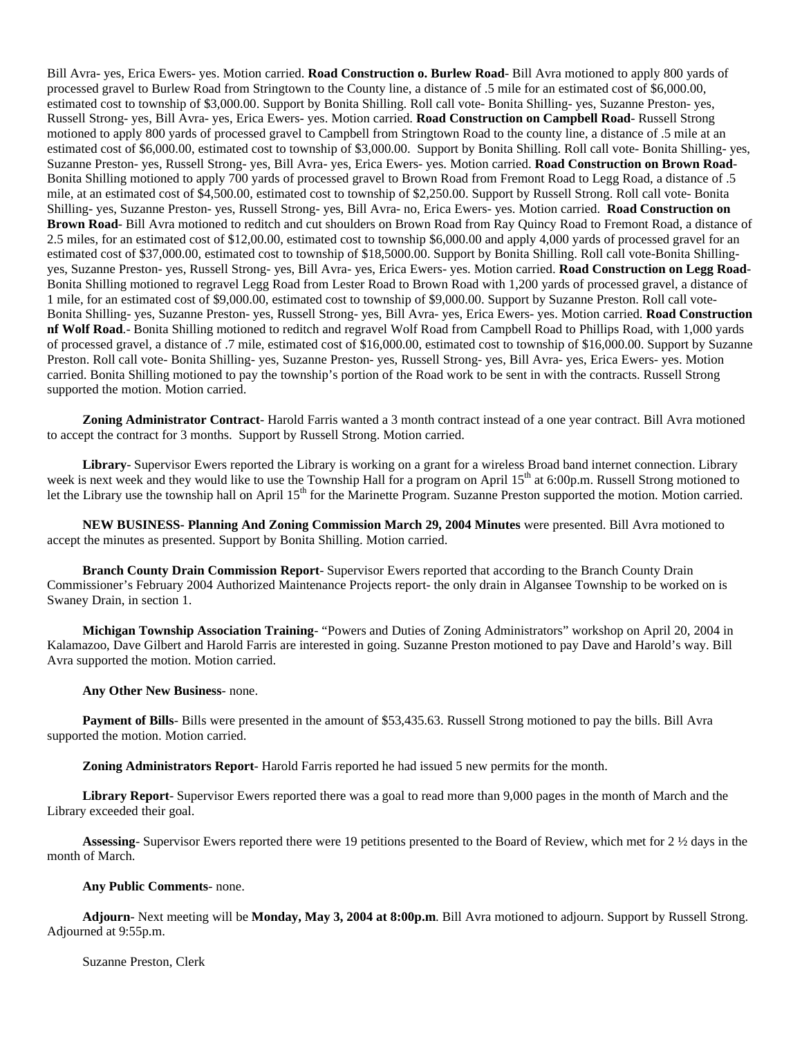Bill Avra- yes, Erica Ewers- yes. Motion carried. **Road Construction o. Burlew Road**- Bill Avra motioned to apply 800 yards of processed gravel to Burlew Road from Stringtown to the County line, a distance of .5 mile for an estimated cost of $6,000.00, estimated cost to township of $3,000.00. Support by Bonita Shilling. Roll call vote- Bonita Shilling- yes, Suzanne Preston- yes, Russell Strong- yes, Bill Avra- yes, Erica Ewers- yes. Motion carried. **Road Construction on Campbell Road**- Russell Strong motioned to apply 800 yards of processed gravel to Campbell from Stringtown Road to the county line, a distance of .5 mile at an estimated cost of $6,000.00, estimated cost to township of $3,000.00. Support by Bonita Shilling. Roll call vote- Bonita Shilling- yes, Suzanne Preston- yes, Russell Strong- yes, Bill Avra- yes, Erica Ewers- yes. Motion carried. **Road Construction on Brown Road**- Bonita Shilling motioned to apply 700 yards of processed gravel to Brown Road from Fremont Road to Legg Road, a distance of .5 mile, at an estimated cost of $4,500.00, estimated cost to township of $2,250.00. Support by Russell Strong. Roll call vote- Bonita Shilling- yes, Suzanne Preston- yes, Russell Strong- yes, Bill Avra- no, Erica Ewers- yes. Motion carried. **Road Construction on Brown Road**- Bill Avra motioned to reditch and cut shoulders on Brown Road from Ray Quincy Road to Fremont Road, a distance of 2.5 miles, for an estimated cost of $12,00.00, estimated cost to township $6,000.00 and apply 4,000 yards of processed gravel for an estimated cost of $37,000.00, estimated cost to township of $18,5000.00. Support by Bonita Shilling. Roll call vote-Bonita Shilling- yes, Suzanne Preston- yes, Russell Strong- yes, Bill Avra- yes, Erica Ewers- yes. Motion carried. **Road Construction on Legg Road**- Bonita Shilling motioned to regravel Legg Road from Lester Road to Brown Road with 1,200 yards of processed gravel, a distance of 1 mile, for an estimated cost of $9,000.00, estimated cost to township of $9,000.00. Support by Suzanne Preston. Roll call vote- Bonita Shilling- yes, Suzanne Preston- yes, Russell Strong- yes, Bill Avra- yes, Erica Ewers- yes. Motion carried. **Road Construction nf Wolf Road**.- Bonita Shilling motioned to reditch and regravel Wolf Road from Campbell Road to Phillips Road, with 1,000 yards of processed gravel, a distance of .7 mile, estimated cost of $16,000.00, estimated cost to township of $16,000.00. Support by Suzanne Preston. Roll call vote- Bonita Shilling- yes, Suzanne Preston- yes, Russell Strong- yes, Bill Avra- yes, Erica Ewers- yes. Motion carried. Bonita Shilling motioned to pay the township's portion of the Road work to be sent in with the contracts. Russell Strong supported the motion. Motion carried.

**Zoning Administrator Contract**- Harold Farris wanted a 3 month contract instead of a one year contract. Bill Avra motioned to accept the contract for 3 months. Support by Russell Strong. Motion carried.

**Library**- Supervisor Ewers reported the Library is working on a grant for a wireless Broad band internet connection. Library week is next week and they would like to use the Township Hall for a program on April 15th at 6:00p.m. Russell Strong motioned to let the Library use the township hall on April 15th for the Marinette Program. Suzanne Preston supported the motion. Motion carried.

**NEW BUSINESS- Planning And Zoning Commission March 29, 2004 Minutes** were presented. Bill Avra motioned to accept the minutes as presented. Support by Bonita Shilling. Motion carried.

**Branch County Drain Commission Report**- Supervisor Ewers reported that according to the Branch County Drain Commissioner's February 2004 Authorized Maintenance Projects report- the only drain in Algansee Township to be worked on is Swaney Drain, in section 1.

**Michigan Township Association Training**- "Powers and Duties of Zoning Administrators" workshop on April 20, 2004 in Kalamazoo, Dave Gilbert and Harold Farris are interested in going. Suzanne Preston motioned to pay Dave and Harold's way. Bill Avra supported the motion. Motion carried.

**Any Other New Business**- none.

**Payment of Bills**- Bills were presented in the amount of $53,435.63. Russell Strong motioned to pay the bills. Bill Avra supported the motion. Motion carried.

**Zoning Administrators Report**- Harold Farris reported he had issued 5 new permits for the month.

**Library Report**- Supervisor Ewers reported there was a goal to read more than 9,000 pages in the month of March and the Library exceeded their goal.

**Assessing**- Supervisor Ewers reported there were 19 petitions presented to the Board of Review, which met for 2 ½ days in the month of March.

**Any Public Comments**- none.

**Adjourn**- Next meeting will be **Monday, May 3, 2004 at 8:00p.m**. Bill Avra motioned to adjourn. Support by Russell Strong. Adjourned at 9:55p.m.

Suzanne Preston, Clerk